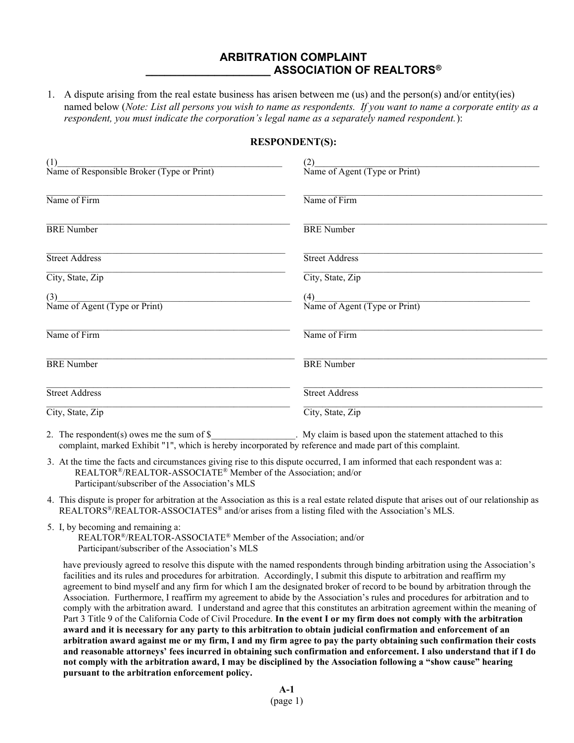# ARBITRATION COMPLAINT
## ____________________ ASSOCIATION OF REALTORS®

1. A dispute arising from the real estate business has arisen between me (us) and the person(s) and/or entity(ies) named below (*Note: List all persons you wish to name as respondents. If you want to name a corporate entity as a respondent, you must indicate the corporation's legal name as a separately named respondent.*):

**RESPONDENT(S):**

| | |
|---|---|
| (1)______________________________ | (2)______________________________ |
| Name of Responsible Broker (Type or Print) | Name of Agent (Type or Print) |
| ______________________________ | ______________________________ |
| Name of Firm | Name of Firm |
| ______________________________ | ______________________________ |
| BRE Number | BRE Number |
| ______________________________ | ______________________________ |
| Street Address | Street Address |
| ______________________________ | ______________________________ |
| City, State, Zip | City, State, Zip |
| (3)______________________________ | (4)______________________________ |
| Name of Agent (Type or Print) | Name of Agent (Type or Print) |
| ______________________________ | ______________________________ |
| Name of Firm | Name of Firm |
| ______________________________ | ______________________________ |
| BRE Number | BRE Number |
| ______________________________ | ______________________________ |
| Street Address | Street Address |
| ______________________________ | ______________________________ |
| City, State, Zip | City, State, Zip |

2. The respondent(s) owes me the sum of $__________________. My claim is based upon the statement attached to this complaint, marked Exhibit "1", which is hereby incorporated by reference and made part of this complaint.

3. At the time the facts and circumstances giving rise to this dispute occurred, I am informed that each respondent was a:
   REALTOR®/REALTOR-ASSOCIATE® Member of the Association; and/or
   Participant/subscriber of the Association's MLS

4. This dispute is proper for arbitration at the Association as this is a real estate related dispute that arises out of our relationship as REALTORS®/REALTOR-ASSOCIATES® and/or arises from a listing filed with the Association's MLS.

5. I, by becoming and remaining a:
   REALTOR®/REALTOR-ASSOCIATE® Member of the Association; and/or
   Participant/subscriber of the Association's MLS

   have previously agreed to resolve this dispute with the named respondents through binding arbitration using the Association's facilities and its rules and procedures for arbitration. Accordingly, I submit this dispute to arbitration and reaffirm my agreement to bind myself and any firm for which I am the designated broker of record to be bound by arbitration through the Association. Furthermore, I reaffirm my agreement to abide by the Association's rules and procedures for arbitration and to comply with the arbitration award. I understand and agree that this constitutes an arbitration agreement within the meaning of Part 3 Title 9 of the California Code of Civil Procedure. **In the event I or my firm does not comply with the arbitration award and it is necessary for any party to this arbitration to obtain judicial confirmation and enforcement of an arbitration award against me or my firm, I and my firm agree to pay the party obtaining such confirmation their costs and reasonable attorneys' fees incurred in obtaining such confirmation and enforcement. I also understand that if I do not comply with the arbitration award, I may be disciplined by the Association following a "show cause" hearing pursuant to the arbitration enforcement policy.**

A-1
(page 1)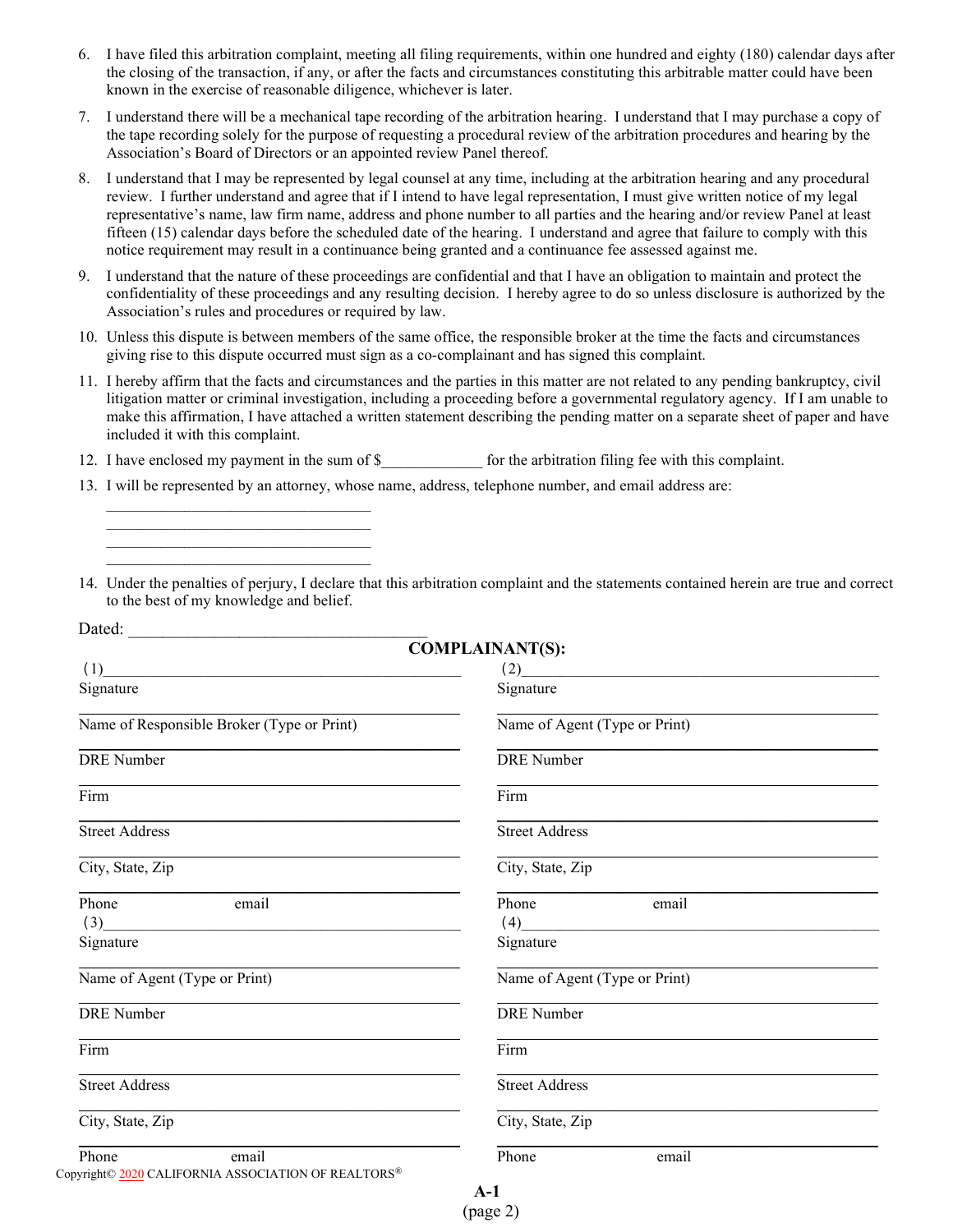6. I have filed this arbitration complaint, meeting all filing requirements, within one hundred and eighty (180) calendar days after the closing of the transaction, if any, or after the facts and circumstances constituting this arbitrable matter could have been known in the exercise of reasonable diligence, whichever is later.
7. I understand there will be a mechanical tape recording of the arbitration hearing. I understand that I may purchase a copy of the tape recording solely for the purpose of requesting a procedural review of the arbitration procedures and hearing by the Association's Board of Directors or an appointed review Panel thereof.
8. I understand that I may be represented by legal counsel at any time, including at the arbitration hearing and any procedural review. I further understand and agree that if I intend to have legal representation, I must give written notice of my legal representative's name, law firm name, address and phone number to all parties and the hearing and/or review Panel at least fifteen (15) calendar days before the scheduled date of the hearing. I understand and agree that failure to comply with this notice requirement may result in a continuance being granted and a continuance fee assessed against me.
9. I understand that the nature of these proceedings are confidential and that I have an obligation to maintain and protect the confidentiality of these proceedings and any resulting decision. I hereby agree to do so unless disclosure is authorized by the Association's rules and procedures or required by law.
10. Unless this dispute is between members of the same office, the responsible broker at the time the facts and circumstances giving rise to this dispute occurred must sign as a co-complainant and has signed this complaint.
11. I hereby affirm that the facts and circumstances and the parties in this matter are not related to any pending bankruptcy, civil litigation matter or criminal investigation, including a proceeding before a governmental regulatory agency. If I am unable to make this affirmation, I have attached a written statement describing the pending matter on a separate sheet of paper and have included it with this complaint.
12. I have enclosed my payment in the sum of $_____________ for the arbitration filing fee with this complaint.
13. I will be represented by an attorney, whose name, address, telephone number, and email address are:

    __________________________________
    __________________________________
    __________________________________
    __________________________________

14. Under the penalties of perjury, I declare that this arbitration complaint and the statements contained herein are true and correct to the best of my knowledge and belief.

Dated: ______________________________________

**COMPLAINANT(S):**

(1)_______________________________________________
Signature
_______________________________________________
Name of Responsible Broker (Type or Print)
_______________________________________________
DRE Number
_______________________________________________
Firm
_______________________________________________
Street Address
_______________________________________________
City, State, Zip
_______________________________________________
Phone email

(2)_______________________________________________
Signature
_______________________________________________
Name of Agent (Type or Print)
_______________________________________________
DRE Number
_______________________________________________
Firm
_______________________________________________
Street Address
_______________________________________________
City, State, Zip
_______________________________________________
Phone email

(3)_______________________________________________
Signature
_______________________________________________
Name of Agent (Type or Print)
_______________________________________________
DRE Number
_______________________________________________
Firm
_______________________________________________
Street Address
_______________________________________________
City, State, Zip
_______________________________________________
Phone email

(4)_______________________________________________
Signature
_______________________________________________
Name of Agent (Type or Print)
_______________________________________________
DRE Number
_______________________________________________
Firm
_______________________________________________
Street Address
_______________________________________________
City, State, Zip
_______________________________________________
Phone email

Copyright© 2020 CALIFORNIA ASSOCIATION OF REALTORS®

A-1